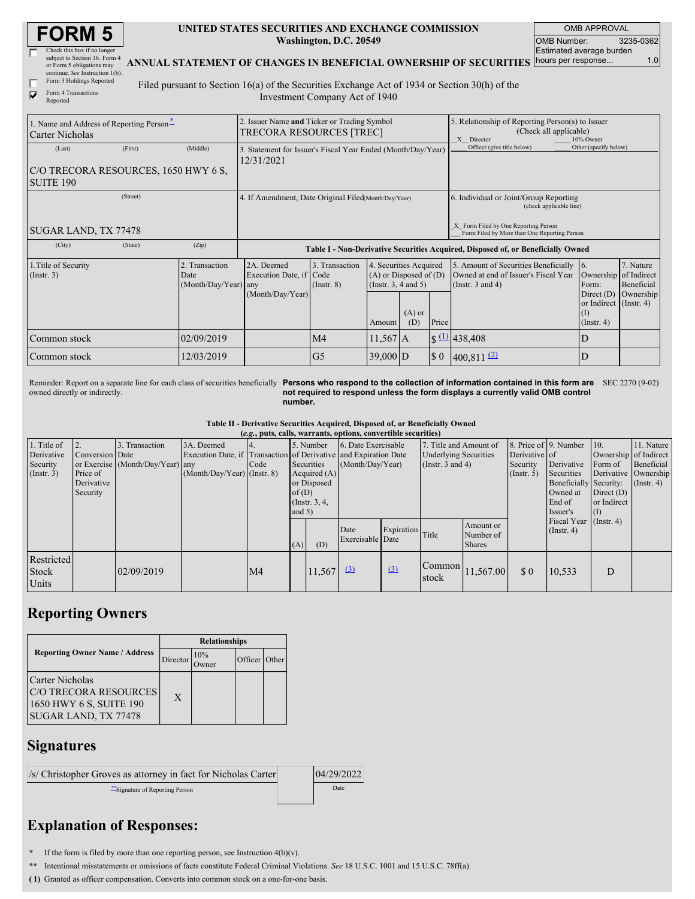# FORM 5

**UNITED STATES SECURITIES AND EXCHANGE COMMISSION**
**Washington, D.C. 20549**

**ANNUAL STATEMENT OF CHANGES IN BENEFICIAL OWNERSHIP OF SECURITIES**

| OMB APPROVAL | |
|---|---|
| OMB Number: | 3235-0362 |
| Estimated average burden hours per response... | 1.0 |

☐ Check this box if no longer subject to Section 16. Form 4 or Form 5 obligations may continue. *See* Instruction 1(b).
☐ Form 3 Holdings Reported
☑ Form 4 Transactions Reported

Filed pursuant to Section 16(a) of the Securities Exchange Act of 1934 or Section 30(h) of the Investment Company Act of 1940

| 1. Name and Address of Reporting Person* | 2. Issuer Name **and** Ticker or Trading Symbol | 5. Relationship of Reporting Person(s) to Issuer (Check all applicable) |
|---|---|---|
| Carter Nicholas | TRECORA RESOURCES [TREC] | _X_ Director ___ 10% Owner ___ Officer (give title below) ___ Other (specify below) |
| (Last) (First) (Middle) C/O TRECORA RESOURCES, 1650 HWY 6 S, SUITE 190 | 3. Statement for Issuer's Fiscal Year Ended (Month/Day/Year) 12/31/2021 | |
| (Street) SUGAR LAND, TX 77478 | 4. If Amendment, Date Original Filed (Month/Day/Year) | 6. Individual or Joint/Group Reporting (check applicable line) _X_ Form Filed by One Reporting Person ___ Form Filed by More than One Reporting Person |
| (City) (State) (Zip) | | |

**Table I - Non-Derivative Securities Acquired, Disposed of, or Beneficially Owned**

| 1.Title of Security (Instr. 3) | 2. Transaction Date (Month/Day/Year) | 2A. Deemed Execution Date, if any (Month/Day/Year) | 3. Transaction Code (Instr. 8) | 4. Securities Acquired (A) or Disposed of (D) (Instr. 3, 4 and 5) | | | 5. Amount of Securities Beneficially Owned at end of Issuer's Fiscal Year (Instr. 3 and 4) | 6. Ownership Form: Direct (D) or Indirect (I) (Instr. 4) | 7. Nature of Indirect Beneficial Ownership (Instr. 4) |
|---|---|---|---|---|---|---|---|---|---|
| | | | | Amount | (A) or (D) | Price | | | |
| Common stock | 02/09/2019 | | M4 | 11,567 | A | $ (1) | 438,408 | D | |
| Common stock | 12/03/2019 | | G5 | 39,000 | D | $ 0 | 400,811 (2) | D | |

Reminder: Report on a separate line for each class of securities beneficially owned directly or indirectly.

**Persons who respond to the collection of information contained in this form are not required to respond unless the form displays a currently valid OMB control number.**

SEC 2270 (9-02)

**Table II - Derivative Securities Acquired, Disposed of, or Beneficially Owned**
**(*e.g.*, puts, calls, warrants, options, convertible securities)**

| 1. Title of Derivative Security (Instr. 3) | 2. Conversion or Exercise Price of Derivative Security | 3. Transaction Date (Month/Day/Year) | 3A. Deemed Execution Date, if any (Month/Day/Year) | 4. Transaction Code (Instr. 8) | 5. Number of Derivative Securities Acquired (A) or Disposed of (D) (Instr. 3, 4, and 5) | | 6. Date Exercisable and Expiration Date (Month/Day/Year) | | 7. Title and Amount of Underlying Securities (Instr. 3 and 4) | | 8. Price of Derivative Security (Instr. 5) | 9. Number of Derivative Securities Beneficially Owned at End of Issuer's Fiscal Year (Instr. 4) | 10. Ownership Form of Derivative Security: Direct (D) or Indirect (I) (Instr. 4) | 11. Nature of Indirect Beneficial Ownership (Instr. 4) |
|---|---|---|---|---|---|---|---|---|---|---|---|---|---|---|
| | | | | | (A) | (D) | Date Exercisable | Expiration Date | Title | Amount or Number of Shares | | | | |
| Restricted Stock Units | | 02/09/2019 | | M4 | | 11,567 | (3) | (3) | Common stock | 11,567.00 | $ 0 | 10,533 | D | |

## Reporting Owners

| Reporting Owner Name / Address | Relationships | | | |
|---|---|---|---|---|
| | Director | 10% Owner | Officer | Other |
| Carter Nicholas C/O TRECORA RESOURCES 1650 HWY 6 S, SUITE 190 SUGAR LAND, TX 77478 | X | | | |

## Signatures

| /s/ Christopher Groves as attorney in fact for Nicholas Carter | 04/29/2022 |
|---|---|
| **Signature of Reporting Person | Date |

## Explanation of Responses:

\* If the form is filed by more than one reporting person, see Instruction 4(b)(v).

\*\* Intentional misstatements or omissions of facts constitute Federal Criminal Violations. *See* 18 U.S.C. 1001 and 15 U.S.C. 78ff(a).

**( 1)** Granted as officer compensation. Converts into common stock on a one-for-one basis.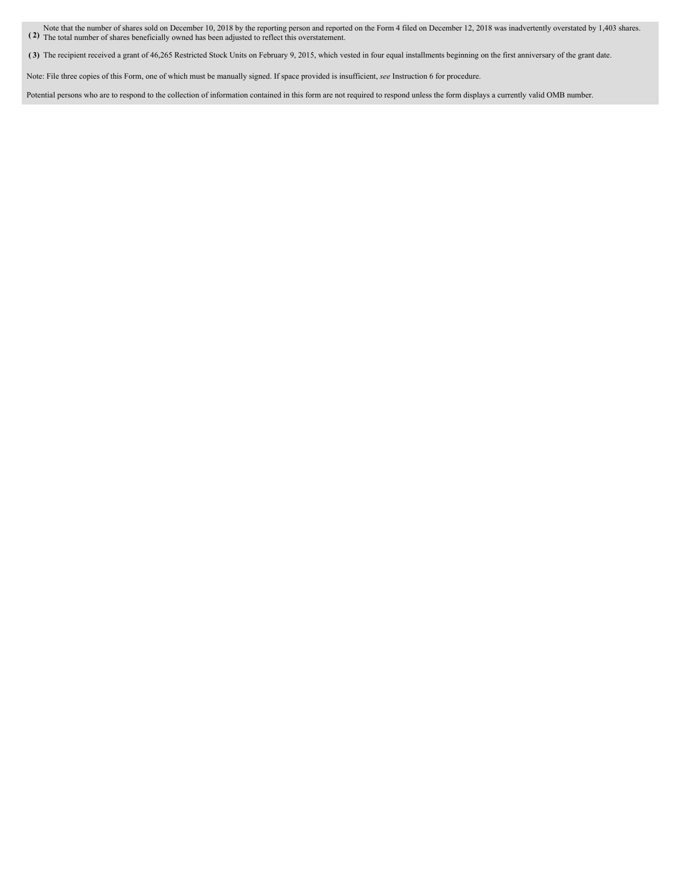( 2) Note that the number of shares sold on December 10, 2018 by the reporting person and reported on the Form 4 filed on December 12, 2018 was inadvertently overstated by 1,403 shares. The total number of shares beneficially owned has been adjusted to reflect this overstatement.

( 3) The recipient received a grant of 46,265 Restricted Stock Units on February 9, 2015, which vested in four equal installments beginning on the first anniversary of the grant date.

Note: File three copies of this Form, one of which must be manually signed. If space provided is insufficient, *see* Instruction 6 for procedure.

Potential persons who are to respond to the collection of information contained in this form are not required to respond unless the form displays a currently valid OMB number.